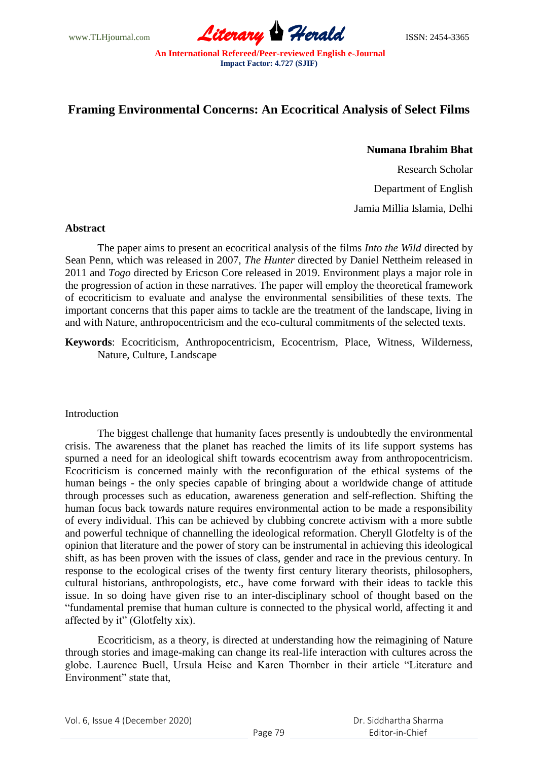# Framing Environmental Concerns: An Ecocritical Analysis of Select Films

**Numana Ibrahim Bhat**

Research Scholar

Department of English

Jamia Millia Islamia, Delhi

## Abstract

The paper aims to present an ecocritical analysis of the films *Into the Wild* directed by Sean Penn, which was released in 2007, *The Hunter* directed by Daniel Nettheim released in 2011 and *Togo* directed by Ericson Core released in 2019. Environment plays a major role in the progression of action in these narratives. The paper will employ the theoretical framework of ecocriticism to evaluate and analyse the environmental sensibilities of these texts. The important concerns that this paper aims to tackle are the treatment of the landscape, living in and with Nature, anthropocentricism and the eco-cultural commitments of the selected texts.

**Keywords**: Ecocriticism, Anthropocentrism, Ecocentrism, Place, Witness, Wilderness, Nature, Culture, Landscape

## Introduction

The biggest challenge that humanity faces presently is undoubtedly the environmental crisis. The awareness that the planet has reached the limits of its life support systems has spurned a need for an ideological shift towards ecocentrism away from anthropocentrism. Ecocriticism is concerned mainly with the reconfiguration of the ethical systems of the human beings - the only species capable of bringing about a worldwide change of attitude through processes such as education, awareness generation and self-reflection. Shifting the human focus back towards nature requires environmental action to be made a responsibility of every individual. This can be achieved by clubbing concrete activism with a more subtle and powerful technique of channelling the ideological reformation. Cheryll Glotfelty is of the opinion that literature and the power of story can be instrumental in achieving this ideological shift, as has been proven with the issues of class, gender and race in the previous century. In response to the ecological crises of the twenty first century literary theorists, philosophers, cultural historians, anthropologists, etc., have come forward with their ideas to tackle this issue. In so doing have given rise to an inter-disciplinary school of thought based on the "fundamental premise that human culture is connected to the physical world, affecting it and affected by it" (Glotfelty xix).

Ecocriticism, as a theory, is directed at understanding how the reimagining of Nature through stories and image-making can change its real-life interaction with cultures across the globe. Laurence Buell, Ursula Heise and Karen Thornber in their article "Literature and Environment" state that,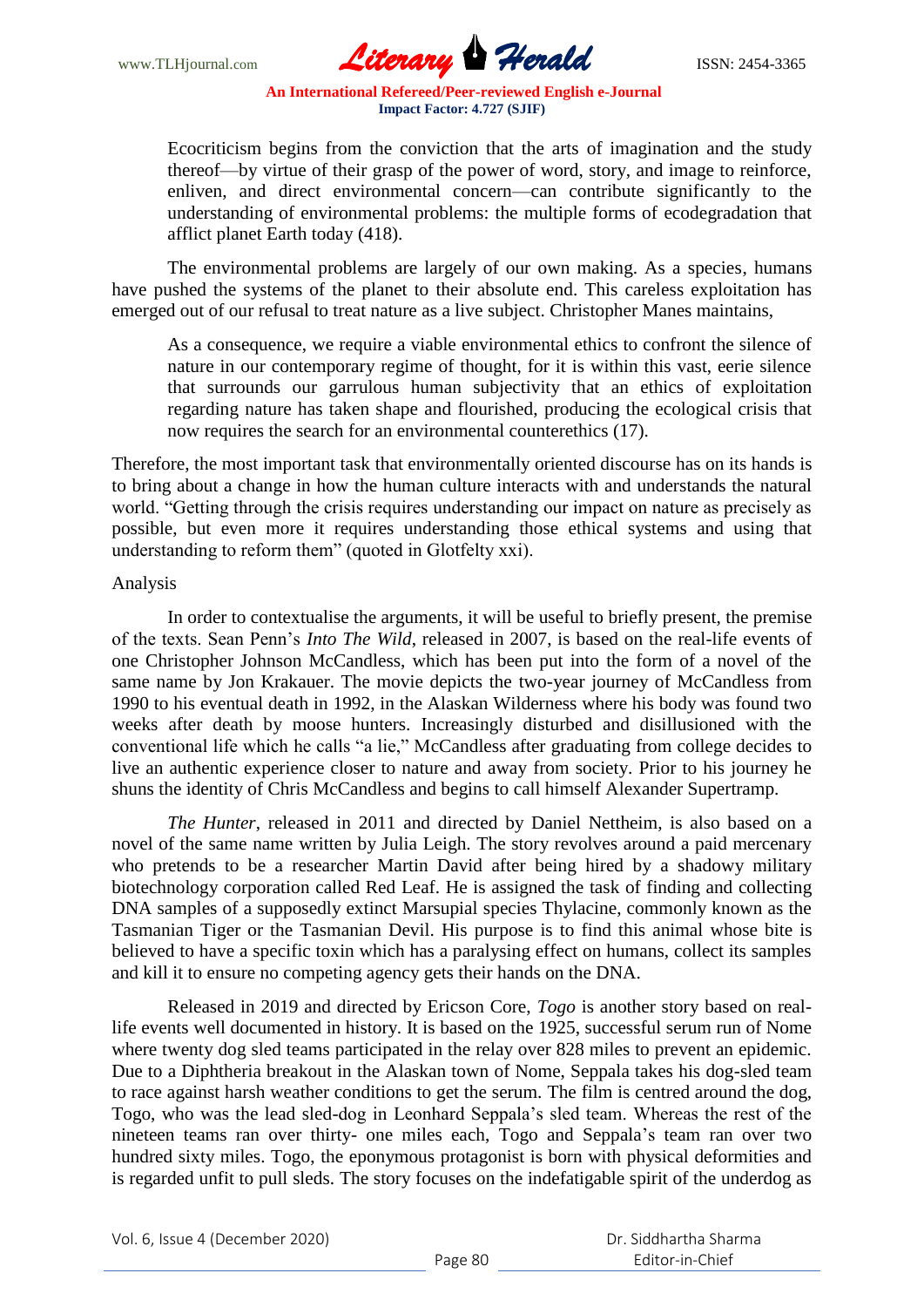> Ecocriticism begins from the conviction that the arts of imagination and the study thereof—by virtue of their grasp of the power of word, story, and image to reinforce, enliven, and direct environmental concern—can contribute significantly to the understanding of environmental problems: the multiple forms of ecodegradation that afflict planet Earth today (418).

The environmental problems are largely of our own making. As a species, humans have pushed the systems of the planet to their absolute end. This careless exploitation has emerged out of our refusal to treat nature as a live subject. Christopher Manes maintains,

> As a consequence, we require a viable environmental ethics to confront the silence of nature in our contemporary regime of thought, for it is within this vast, eerie silence that surrounds our garrulous human subjectivity that an ethics of exploitation regarding nature has taken shape and flourished, producing the ecological crisis that now requires the search for an environmental counterethics (17).

Therefore, the most important task that environmentally oriented discourse has on its hands is to bring about a change in how the human culture interacts with and understands the natural world. "Getting through the crisis requires understanding our impact on nature as precisely as possible, but even more it requires understanding those ethical systems and using that understanding to reform them" (quoted in Glotfelty xxi).

Analysis

In order to contextualise the arguments, it will be useful to briefly present, the premise of the texts. Sean Penn's *Into The Wild*, released in 2007, is based on the real-life events of one Christopher Johnson McCandless, which has been put into the form of a novel of the same name by Jon Krakauer. The movie depicts the two-year journey of McCandless from 1990 to his eventual death in 1992, in the Alaskan Wilderness where his body was found two weeks after death by moose hunters. Increasingly disturbed and disillusioned with the conventional life which he calls "a lie," McCandless after graduating from college decides to live an authentic experience closer to nature and away from society. Prior to his journey he shuns the identity of Chris McCandless and begins to call himself Alexander Supertramp.

*The Hunter*, released in 2011 and directed by Daniel Nettheim, is also based on a novel of the same name written by Julia Leigh. The story revolves around a paid mercenary who pretends to be a researcher Martin David after being hired by a shadowy military biotechnology corporation called Red Leaf. He is assigned the task of finding and collecting DNA samples of a supposedly extinct Marsupial species Thylacine, commonly known as the Tasmanian Tiger or the Tasmanian Devil. His purpose is to find this animal whose bite is believed to have a specific toxin which has a paralysing effect on humans, collect its samples and kill it to ensure no competing agency gets their hands on the DNA.

Released in 2019 and directed by Ericson Core, *Togo* is another story based on real-life events well documented in history. It is based on the 1925, successful serum run of Nome where twenty dog sled teams participated in the relay over 828 miles to prevent an epidemic. Due to a Diphtheria breakout in the Alaskan town of Nome, Seppala takes his dog-sled team to race against harsh weather conditions to get the serum. The film is centred around the dog, Togo, who was the lead sled-dog in Leonhard Seppala's sled team. Whereas the rest of the nineteen teams ran over thirty- one miles each, Togo and Seppala's team ran over two hundred sixty miles. Togo, the eponymous protagonist is born with physical deformities and is regarded unfit to pull sleds. The story focuses on the indefatigable spirit of the underdog as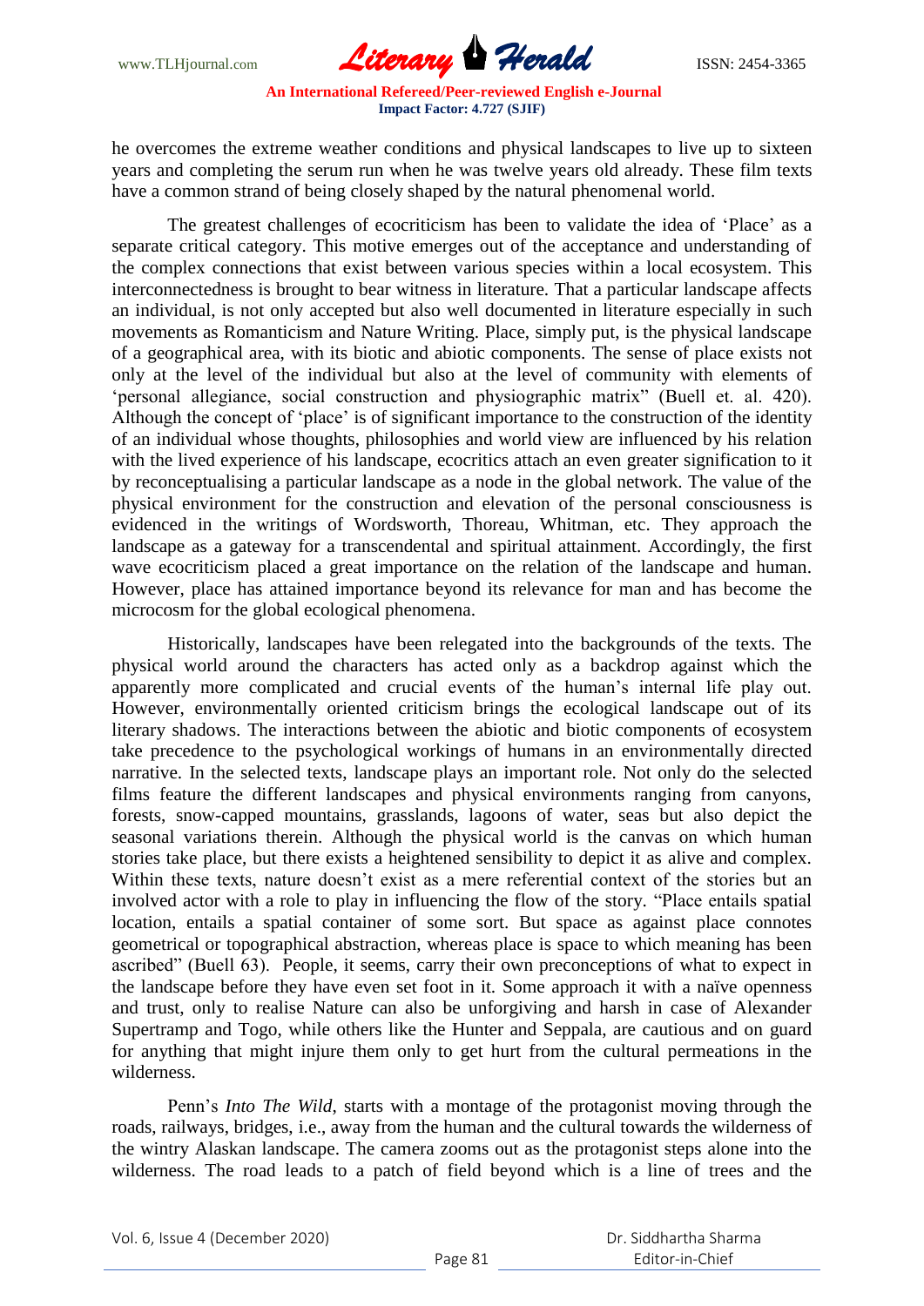he overcomes the extreme weather conditions and physical landscapes to live up to sixteen years and completing the serum run when he was twelve years old already. These film texts have a common strand of being closely shaped by the natural phenomenal world.

The greatest challenges of ecocriticism has been to validate the idea of 'Place' as a separate critical category. This motive emerges out of the acceptance and understanding of the complex connections that exist between various species within a local ecosystem. This interconnectedness is brought to bear witness in literature. That a particular landscape affects an individual, is not only accepted but also well documented in literature especially in such movements as Romanticism and Nature Writing. Place, simply put, is the physical landscape of a geographical area, with its biotic and abiotic components. The sense of place exists not only at the level of the individual but also at the level of community with elements of 'personal allegiance, social construction and physiographic matrix" (Buell et. al. 420). Although the concept of 'place' is of significant importance to the construction of the identity of an individual whose thoughts, philosophies and world view are influenced by his relation with the lived experience of his landscape, ecocritics attach an even greater signification to it by reconceptualising a particular landscape as a node in the global network. The value of the physical environment for the construction and elevation of the personal consciousness is evidenced in the writings of Wordsworth, Thoreau, Whitman, etc. They approach the landscape as a gateway for a transcendental and spiritual attainment. Accordingly, the first wave ecocriticism placed a great importance on the relation of the landscape and human. However, place has attained importance beyond its relevance for man and has become the microcosm for the global ecological phenomena.

Historically, landscapes have been relegated into the backgrounds of the texts. The physical world around the characters has acted only as a backdrop against which the apparently more complicated and crucial events of the human's internal life play out. However, environmentally oriented criticism brings the ecological landscape out of its literary shadows. The interactions between the abiotic and biotic components of ecosystem take precedence to the psychological workings of humans in an environmentally directed narrative. In the selected texts, landscape plays an important role. Not only do the selected films feature the different landscapes and physical environments ranging from canyons, forests, snow-capped mountains, grasslands, lagoons of water, seas but also depict the seasonal variations therein. Although the physical world is the canvas on which human stories take place, but there exists a heightened sensibility to depict it as alive and complex. Within these texts, nature doesn't exist as a mere referential context of the stories but an involved actor with a role to play in influencing the flow of the story. "Place entails spatial location, entails a spatial container of some sort. But space as against place connotes geometrical or topographical abstraction, whereas place is space to which meaning has been ascribed" (Buell 63). People, it seems, carry their own preconceptions of what to expect in the landscape before they have even set foot in it. Some approach it with a naïve openness and trust, only to realise Nature can also be unforgiving and harsh in case of Alexander Supertramp and Togo, while others like the Hunter and Seppala, are cautious and on guard for anything that might injure them only to get hurt from the cultural permeations in the wilderness.

Penn's *Into The Wild*, starts with a montage of the protagonist moving through the roads, railways, bridges, i.e., away from the human and the cultural towards the wilderness of the wintry Alaskan landscape. The camera zooms out as the protagonist steps alone into the wilderness. The road leads to a patch of field beyond which is a line of trees and the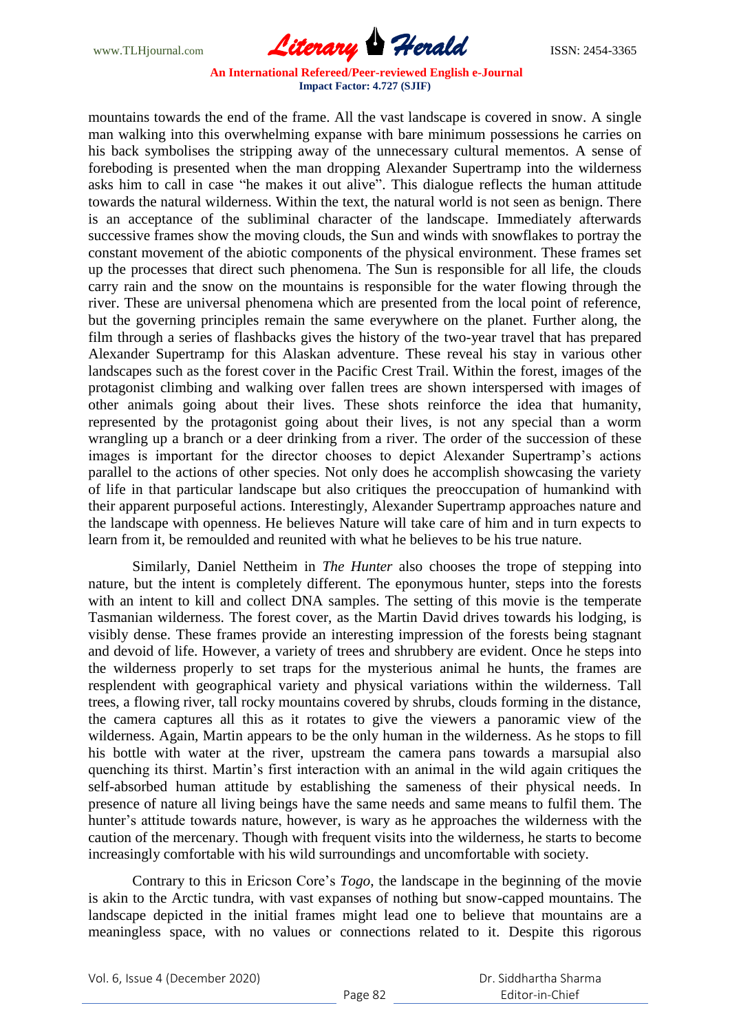mountains towards the end of the frame. All the vast landscape is covered in snow. A single man walking into this overwhelming expanse with bare minimum possessions he carries on his back symbolises the stripping away of the unnecessary cultural mementos. A sense of foreboding is presented when the man dropping Alexander Supertramp into the wilderness asks him to call in case "he makes it out alive". This dialogue reflects the human attitude towards the natural wilderness. Within the text, the natural world is not seen as benign. There is an acceptance of the subliminal character of the landscape. Immediately afterwards successive frames show the moving clouds, the Sun and winds with snowflakes to portray the constant movement of the abiotic components of the physical environment. These frames set up the processes that direct such phenomena. The Sun is responsible for all life, the clouds carry rain and the snow on the mountains is responsible for the water flowing through the river. These are universal phenomena which are presented from the local point of reference, but the governing principles remain the same everywhere on the planet. Further along, the film through a series of flashbacks gives the history of the two-year travel that has prepared Alexander Supertramp for this Alaskan adventure. These reveal his stay in various other landscapes such as the forest cover in the Pacific Crest Trail. Within the forest, images of the protagonist climbing and walking over fallen trees are shown interspersed with images of other animals going about their lives. These shots reinforce the idea that humanity, represented by the protagonist going about their lives, is not any special than a worm wrangling up a branch or a deer drinking from a river. The order of the succession of these images is important for the director chooses to depict Alexander Supertramp's actions parallel to the actions of other species. Not only does he accomplish showcasing the variety of life in that particular landscape but also critiques the preoccupation of humankind with their apparent purposeful actions. Interestingly, Alexander Supertramp approaches nature and the landscape with openness. He believes Nature will take care of him and in turn expects to learn from it, be remoulded and reunited with what he believes to be his true nature.

Similarly, Daniel Nettheim in *The Hunter* also chooses the trope of stepping into nature, but the intent is completely different. The eponymous hunter, steps into the forests with an intent to kill and collect DNA samples. The setting of this movie is the temperate Tasmanian wilderness. The forest cover, as the Martin David drives towards his lodging, is visibly dense. These frames provide an interesting impression of the forests being stagnant and devoid of life. However, a variety of trees and shrubbery are evident. Once he steps into the wilderness properly to set traps for the mysterious animal he hunts, the frames are resplendent with geographical variety and physical variations within the wilderness. Tall trees, a flowing river, tall rocky mountains covered by shrubs, clouds forming in the distance, the camera captures all this as it rotates to give the viewers a panoramic view of the wilderness. Again, Martin appears to be the only human in the wilderness. As he stops to fill his bottle with water at the river, upstream the camera pans towards a marsupial also quenching its thirst. Martin's first interaction with an animal in the wild again critiques the self-absorbed human attitude by establishing the sameness of their physical needs. In presence of nature all living beings have the same needs and same means to fulfil them. The hunter's attitude towards nature, however, is wary as he approaches the wilderness with the caution of the mercenary. Though with frequent visits into the wilderness, he starts to become increasingly comfortable with his wild surroundings and uncomfortable with society.

Contrary to this in Ericson Core's *Togo*, the landscape in the beginning of the movie is akin to the Arctic tundra, with vast expanses of nothing but snow-capped mountains. The landscape depicted in the initial frames might lead one to believe that mountains are a meaningless space, with no values or connections related to it. Despite this rigorous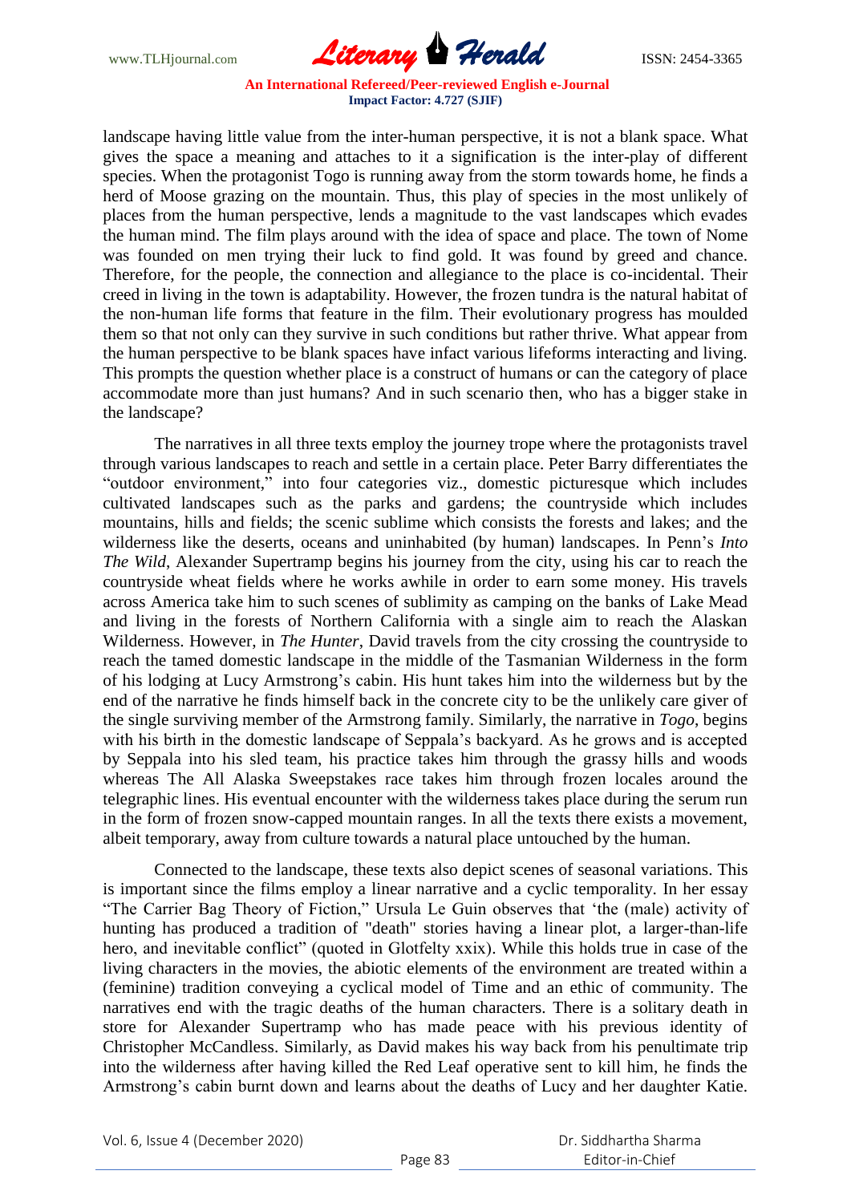landscape having little value from the inter-human perspective, it is not a blank space. What gives the space a meaning and attaches to it a signification is the inter-play of different species. When the protagonist Togo is running away from the storm towards home, he finds a herd of Moose grazing on the mountain. Thus, this play of species in the most unlikely of places from the human perspective, lends a magnitude to the vast landscapes which evades the human mind. The film plays around with the idea of space and place. The town of Nome was founded on men trying their luck to find gold. It was found by greed and chance. Therefore, for the people, the connection and allegiance to the place is co-incidental. Their creed in living in the town is adaptability. However, the frozen tundra is the natural habitat of the non-human life forms that feature in the film. Their evolutionary progress has moulded them so that not only can they survive in such conditions but rather thrive. What appear from the human perspective to be blank spaces have infact various lifeforms interacting and living. This prompts the question whether place is a construct of humans or can the category of place accommodate more than just humans? And in such scenario then, who has a bigger stake in the landscape?

The narratives in all three texts employ the journey trope where the protagonists travel through various landscapes to reach and settle in a certain place. Peter Barry differentiates the "outdoor environment," into four categories viz., domestic picturesque which includes cultivated landscapes such as the parks and gardens; the countryside which includes mountains, hills and fields; the scenic sublime which consists the forests and lakes; and the wilderness like the deserts, oceans and uninhabited (by human) landscapes. In Penn's *Into The Wild*, Alexander Supertramp begins his journey from the city, using his car to reach the countryside wheat fields where he works awhile in order to earn some money. His travels across America take him to such scenes of sublimity as camping on the banks of Lake Mead and living in the forests of Northern California with a single aim to reach the Alaskan Wilderness. However, in *The Hunter*, David travels from the city crossing the countryside to reach the tamed domestic landscape in the middle of the Tasmanian Wilderness in the form of his lodging at Lucy Armstrong's cabin. His hunt takes him into the wilderness but by the end of the narrative he finds himself back in the concrete city to be the unlikely care giver of the single surviving member of the Armstrong family. Similarly, the narrative in *Togo*, begins with his birth in the domestic landscape of Seppala's backyard. As he grows and is accepted by Seppala into his sled team, his practice takes him through the grassy hills and woods whereas The All Alaska Sweepstakes race takes him through frozen locales around the telegraphic lines. His eventual encounter with the wilderness takes place during the serum run in the form of frozen snow-capped mountain ranges. In all the texts there exists a movement, albeit temporary, away from culture towards a natural place untouched by the human.

Connected to the landscape, these texts also depict scenes of seasonal variations. This is important since the films employ a linear narrative and a cyclic temporality. In her essay "The Carrier Bag Theory of Fiction," Ursula Le Guin observes that 'the (male) activity of hunting has produced a tradition of "death" stories having a linear plot, a larger-than-life hero, and inevitable conflict" (quoted in Glotfelty xxix). While this holds true in case of the living characters in the movies, the abiotic elements of the environment are treated within a (feminine) tradition conveying a cyclical model of Time and an ethic of community. The narratives end with the tragic deaths of the human characters. There is a solitary death in store for Alexander Supertramp who has made peace with his previous identity of Christopher McCandless. Similarly, as David makes his way back from his penultimate trip into the wilderness after having killed the Red Leaf operative sent to kill him, he finds the Armstrong's cabin burnt down and learns about the deaths of Lucy and her daughter Katie.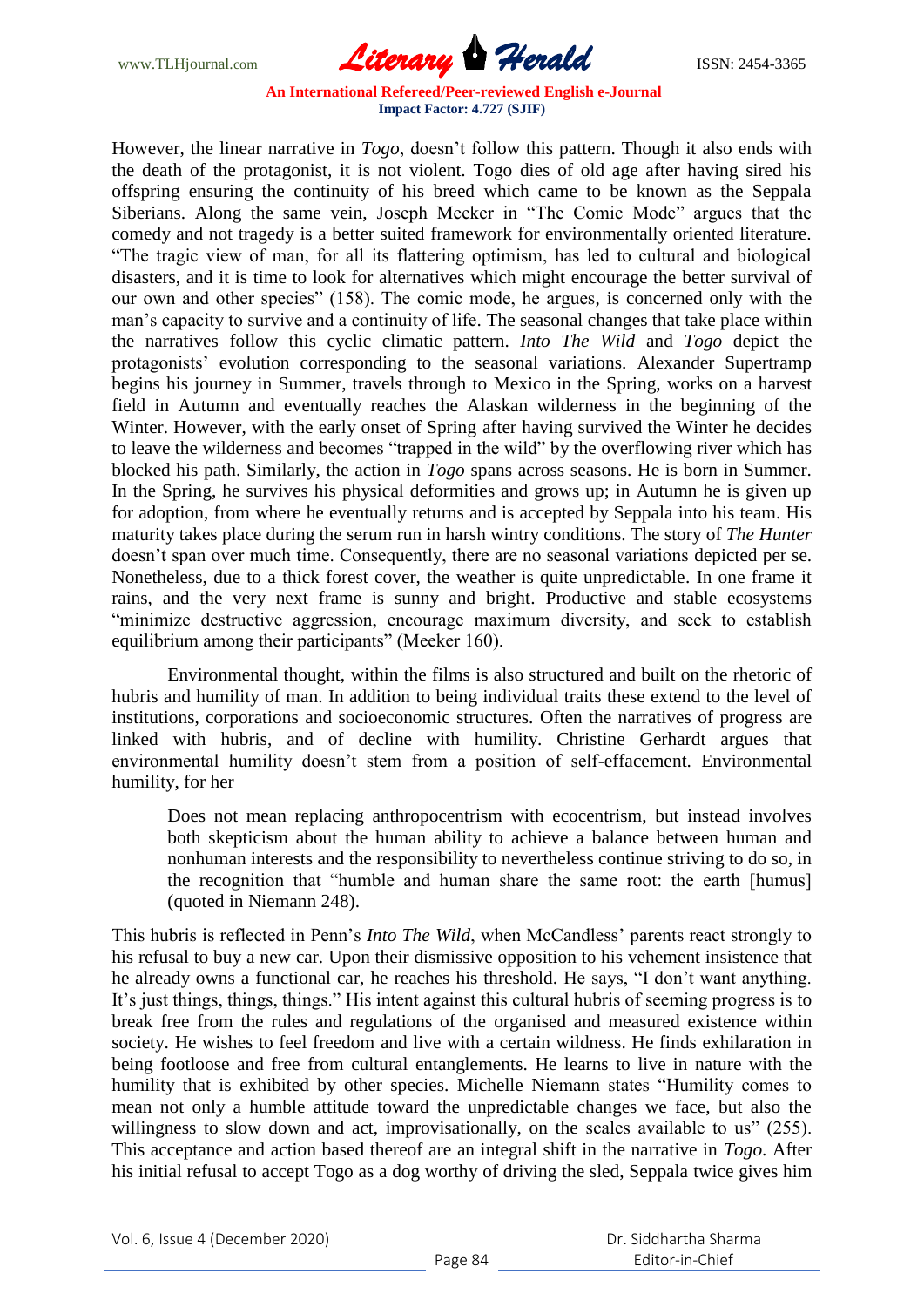However, the linear narrative in *Togo*, doesn't follow this pattern. Though it also ends with the death of the protagonist, it is not violent. Togo dies of old age after having sired his offspring ensuring the continuity of his breed which came to be known as the Seppala Siberians. Along the same vein, Joseph Meeker in "The Comic Mode" argues that the comedy and not tragedy is a better suited framework for environmentally oriented literature. "The tragic view of man, for all its flattering optimism, has led to cultural and biological disasters, and it is time to look for alternatives which might encourage the better survival of our own and other species" (158). The comic mode, he argues, is concerned only with the man's capacity to survive and a continuity of life. The seasonal changes that take place within the narratives follow this cyclic climatic pattern. *Into The Wild* and *Togo* depict the protagonists' evolution corresponding to the seasonal variations. Alexander Supertramp begins his journey in Summer, travels through to Mexico in the Spring, works on a harvest field in Autumn and eventually reaches the Alaskan wilderness in the beginning of the Winter. However, with the early onset of Spring after having survived the Winter he decides to leave the wilderness and becomes "trapped in the wild" by the overflowing river which has blocked his path. Similarly, the action in *Togo* spans across seasons. He is born in Summer. In the Spring, he survives his physical deformities and grows up; in Autumn he is given up for adoption, from where he eventually returns and is accepted by Seppala into his team. His maturity takes place during the serum run in harsh wintry conditions. The story of *The Hunter* doesn't span over much time. Consequently, there are no seasonal variations depicted per se. Nonetheless, due to a thick forest cover, the weather is quite unpredictable. In one frame it rains, and the very next frame is sunny and bright. Productive and stable ecosystems "minimize destructive aggression, encourage maximum diversity, and seek to establish equilibrium among their participants" (Meeker 160).

Environmental thought, within the films is also structured and built on the rhetoric of hubris and humility of man. In addition to being individual traits these extend to the level of institutions, corporations and socioeconomic structures. Often the narratives of progress are linked with hubris, and of decline with humility. Christine Gerhardt argues that environmental humility doesn't stem from a position of self-effacement. Environmental humility, for her

> Does not mean replacing anthropocentrism with ecocentrism, but instead involves both skepticism about the human ability to achieve a balance between human and nonhuman interests and the responsibility to nevertheless continue striving to do so, in the recognition that "humble and human share the same root: the earth [humus] (quoted in Niemann 248).

This hubris is reflected in Penn's *Into The Wild*, when McCandless' parents react strongly to his refusal to buy a new car. Upon their dismissive opposition to his vehement insistence that he already owns a functional car, he reaches his threshold. He says, "I don't want anything. It's just things, things, things." His intent against this cultural hubris of seeming progress is to break free from the rules and regulations of the organised and measured existence within society. He wishes to feel freedom and live with a certain wildness. He finds exhilaration in being footloose and free from cultural entanglements. He learns to live in nature with the humility that is exhibited by other species. Michelle Niemann states "Humility comes to mean not only a humble attitude toward the unpredictable changes we face, but also the willingness to slow down and act, improvisationally, on the scales available to us" (255). This acceptance and action based thereof are an integral shift in the narrative in *Togo*. After his initial refusal to accept Togo as a dog worthy of driving the sled, Seppala twice gives him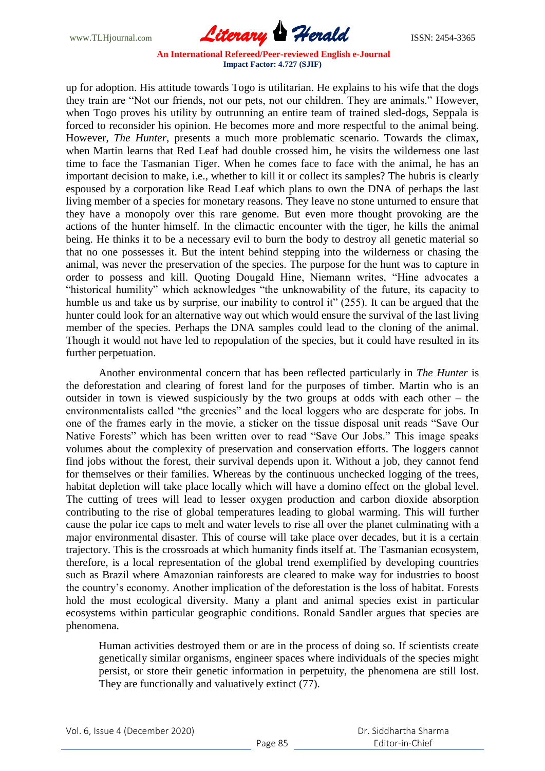up for adoption. His attitude towards Togo is utilitarian. He explains to his wife that the dogs they train are "Not our friends, not our pets, not our children. They are animals." However, when Togo proves his utility by outrunning an entire team of trained sled-dogs, Seppala is forced to reconsider his opinion. He becomes more and more respectful to the animal being. However, *The Hunter*, presents a much more problematic scenario. Towards the climax, when Martin learns that Red Leaf had double crossed him, he visits the wilderness one last time to face the Tasmanian Tiger. When he comes face to face with the animal, he has an important decision to make, i.e., whether to kill it or collect its samples? The hubris is clearly espoused by a corporation like Read Leaf which plans to own the DNA of perhaps the last living member of a species for monetary reasons. They leave no stone unturned to ensure that they have a monopoly over this rare genome. But even more thought provoking are the actions of the hunter himself. In the climactic encounter with the tiger, he kills the animal being. He thinks it to be a necessary evil to burn the body to destroy all genetic material so that no one possesses it. But the intent behind stepping into the wilderness or chasing the animal, was never the preservation of the species. The purpose for the hunt was to capture in order to possess and kill. Quoting Dougald Hine, Niemann writes, "Hine advocates a "historical humility" which acknowledges "the unknowability of the future, its capacity to humble us and take us by surprise, our inability to control it" (255). It can be argued that the hunter could look for an alternative way out which would ensure the survival of the last living member of the species. Perhaps the DNA samples could lead to the cloning of the animal. Though it would not have led to repopulation of the species, but it could have resulted in its further perpetuation.

Another environmental concern that has been reflected particularly in *The Hunter* is the deforestation and clearing of forest land for the purposes of timber. Martin who is an outsider in town is viewed suspiciously by the two groups at odds with each other – the environmentalists called "the greenies" and the local loggers who are desperate for jobs. In one of the frames early in the movie, a sticker on the tissue disposal unit reads "Save Our Native Forests" which has been written over to read "Save Our Jobs." This image speaks volumes about the complexity of preservation and conservation efforts. The loggers cannot find jobs without the forest, their survival depends upon it. Without a job, they cannot fend for themselves or their families. Whereas by the continuous unchecked logging of the trees, habitat depletion will take place locally which will have a domino effect on the global level. The cutting of trees will lead to lesser oxygen production and carbon dioxide absorption contributing to the rise of global temperatures leading to global warming. This will further cause the polar ice caps to melt and water levels to rise all over the planet culminating with a major environmental disaster. This of course will take place over decades, but it is a certain trajectory. This is the crossroads at which humanity finds itself at. The Tasmanian ecosystem, therefore, is a local representation of the global trend exemplified by developing countries such as Brazil where Amazonian rainforests are cleared to make way for industries to boost the country's economy. Another implication of the deforestation is the loss of habitat. Forests hold the most ecological diversity. Many a plant and animal species exist in particular ecosystems within particular geographic conditions. Ronald Sandler argues that species are phenomena.

> Human activities destroyed them or are in the process of doing so. If scientists create genetically similar organisms, engineer spaces where individuals of the species might persist, or store their genetic information in perpetuity, the phenomena are still lost. They are functionally and valuatively extinct (77).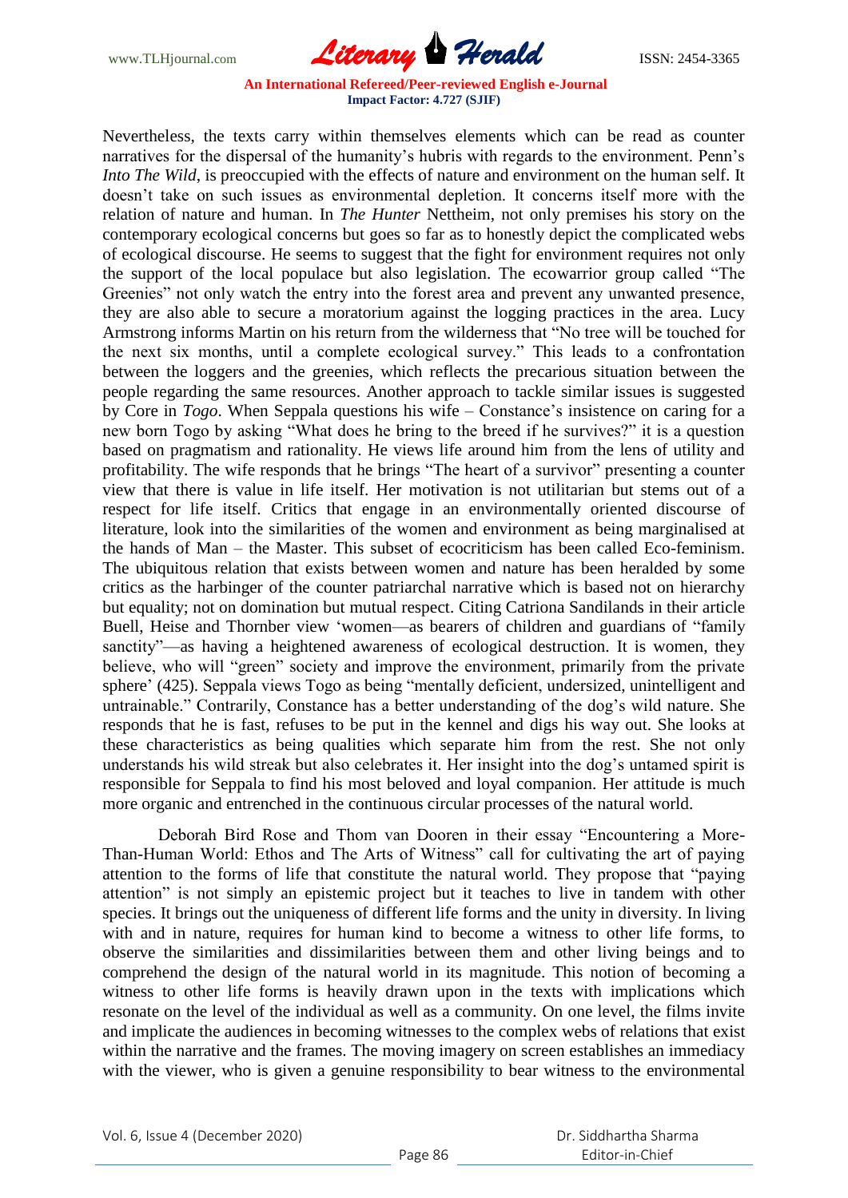Nevertheless, the texts carry within themselves elements which can be read as counter narratives for the dispersal of the humanity's hubris with regards to the environment. Penn's *Into The Wild*, is preoccupied with the effects of nature and environment on the human self. It doesn't take on such issues as environmental depletion. It concerns itself more with the relation of nature and human. In *The Hunter* Nettheim, not only premises his story on the contemporary ecological concerns but goes so far as to honestly depict the complicated webs of ecological discourse. He seems to suggest that the fight for environment requires not only the support of the local populace but also legislation. The ecowarrior group called "The Greenies" not only watch the entry into the forest area and prevent any unwanted presence, they are also able to secure a moratorium against the logging practices in the area. Lucy Armstrong informs Martin on his return from the wilderness that "No tree will be touched for the next six months, until a complete ecological survey." This leads to a confrontation between the loggers and the greenies, which reflects the precarious situation between the people regarding the same resources. Another approach to tackle similar issues is suggested by Core in *Togo*. When Seppala questions his wife – Constance's insistence on caring for a new born Togo by asking "What does he bring to the breed if he survives?" it is a question based on pragmatism and rationality. He views life around him from the lens of utility and profitability. The wife responds that he brings "The heart of a survivor" presenting a counter view that there is value in life itself. Her motivation is not utilitarian but stems out of a respect for life itself. Critics that engage in an environmentally oriented discourse of literature, look into the similarities of the women and environment as being marginalised at the hands of Man – the Master. This subset of ecocriticism has been called Eco-feminism. The ubiquitous relation that exists between women and nature has been heralded by some critics as the harbinger of the counter patriarchal narrative which is based not on hierarchy but equality; not on domination but mutual respect. Citing Catriona Sandilands in their article Buell, Heise and Thornber view 'women—as bearers of children and guardians of "family sanctity"—as having a heightened awareness of ecological destruction. It is women, they believe, who will "green" society and improve the environment, primarily from the private sphere' (425). Seppala views Togo as being "mentally deficient, undersized, unintelligent and untrainable." Contrarily, Constance has a better understanding of the dog's wild nature. She responds that he is fast, refuses to be put in the kennel and digs his way out. She looks at these characteristics as being qualities which separate him from the rest. She not only understands his wild streak but also celebrates it. Her insight into the dog's untamed spirit is responsible for Seppala to find his most beloved and loyal companion. Her attitude is much more organic and entrenched in the continuous circular processes of the natural world.

Deborah Bird Rose and Thom van Dooren in their essay "Encountering a More-Than-Human World: Ethos and The Arts of Witness" call for cultivating the art of paying attention to the forms of life that constitute the natural world. They propose that "paying attention" is not simply an epistemic project but it teaches to live in tandem with other species. It brings out the uniqueness of different life forms and the unity in diversity. In living with and in nature, requires for human kind to become a witness to other life forms, to observe the similarities and dissimilarities between them and other living beings and to comprehend the design of the natural world in its magnitude. This notion of becoming a witness to other life forms is heavily drawn upon in the texts with implications which resonate on the level of the individual as well as a community. On one level, the films invite and implicate the audiences in becoming witnesses to the complex webs of relations that exist within the narrative and the frames. The moving imagery on screen establishes an immediacy with the viewer, who is given a genuine responsibility to bear witness to the environmental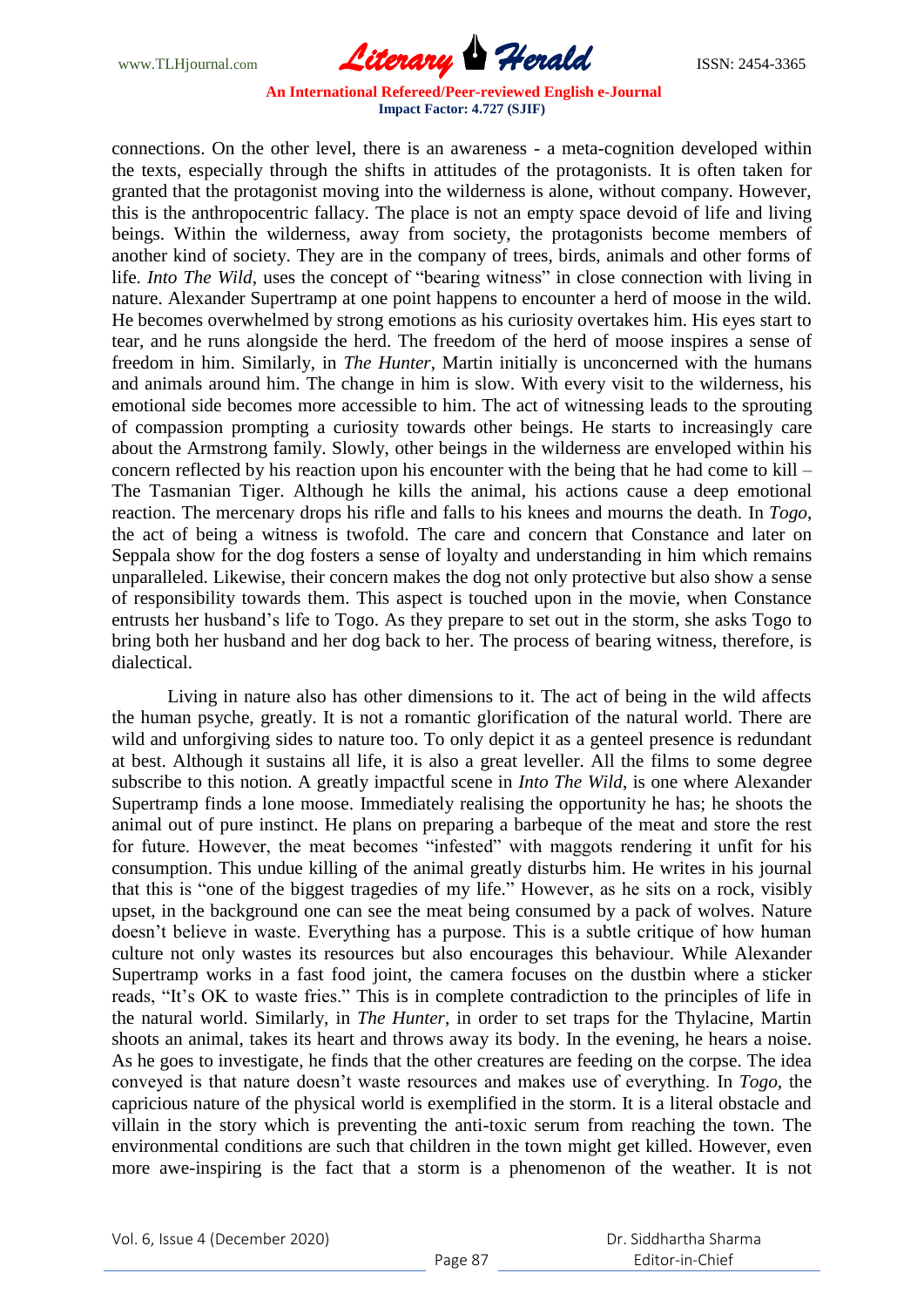connections. On the other level, there is an awareness - a meta-cognition developed within the texts, especially through the shifts in attitudes of the protagonists. It is often taken for granted that the protagonist moving into the wilderness is alone, without company. However, this is the anthropocentric fallacy. The place is not an empty space devoid of life and living beings. Within the wilderness, away from society, the protagonists become members of another kind of society. They are in the company of trees, birds, animals and other forms of life. *Into The Wild*, uses the concept of "bearing witness" in close connection with living in nature. Alexander Supertramp at one point happens to encounter a herd of moose in the wild. He becomes overwhelmed by strong emotions as his curiosity overtakes him. His eyes start to tear, and he runs alongside the herd. The freedom of the herd of moose inspires a sense of freedom in him. Similarly, in *The Hunter*, Martin initially is unconcerned with the humans and animals around him. The change in him is slow. With every visit to the wilderness, his emotional side becomes more accessible to him. The act of witnessing leads to the sprouting of compassion prompting a curiosity towards other beings. He starts to increasingly care about the Armstrong family. Slowly, other beings in the wilderness are enveloped within his concern reflected by his reaction upon his encounter with the being that he had come to kill – The Tasmanian Tiger. Although he kills the animal, his actions cause a deep emotional reaction. The mercenary drops his rifle and falls to his knees and mourns the death. In *Togo*, the act of being a witness is twofold. The care and concern that Constance and later on Seppala show for the dog fosters a sense of loyalty and understanding in him which remains unparalleled. Likewise, their concern makes the dog not only protective but also show a sense of responsibility towards them. This aspect is touched upon in the movie, when Constance entrusts her husband's life to Togo. As they prepare to set out in the storm, she asks Togo to bring both her husband and her dog back to her. The process of bearing witness, therefore, is dialectical.

Living in nature also has other dimensions to it. The act of being in the wild affects the human psyche, greatly. It is not a romantic glorification of the natural world. There are wild and unforgiving sides to nature too. To only depict it as a genteel presence is redundant at best. Although it sustains all life, it is also a great leveller. All the films to some degree subscribe to this notion. A greatly impactful scene in *Into The Wild*, is one where Alexander Supertramp finds a lone moose. Immediately realising the opportunity he has; he shoots the animal out of pure instinct. He plans on preparing a barbeque of the meat and store the rest for future. However, the meat becomes "infested" with maggots rendering it unfit for his consumption. This undue killing of the animal greatly disturbs him. He writes in his journal that this is "one of the biggest tragedies of my life." However, as he sits on a rock, visibly upset, in the background one can see the meat being consumed by a pack of wolves. Nature doesn't believe in waste. Everything has a purpose. This is a subtle critique of how human culture not only wastes its resources but also encourages this behaviour. While Alexander Supertramp works in a fast food joint, the camera focuses on the dustbin where a sticker reads, "It's OK to waste fries." This is in complete contradiction to the principles of life in the natural world. Similarly, in *The Hunter*, in order to set traps for the Thylacine, Martin shoots an animal, takes its heart and throws away its body. In the evening, he hears a noise. As he goes to investigate, he finds that the other creatures are feeding on the corpse. The idea conveyed is that nature doesn't waste resources and makes use of everything. In *Togo*, the capricious nature of the physical world is exemplified in the storm. It is a literal obstacle and villain in the story which is preventing the anti-toxic serum from reaching the town. The environmental conditions are such that children in the town might get killed. However, even more awe-inspiring is the fact that a storm is a phenomenon of the weather. It is not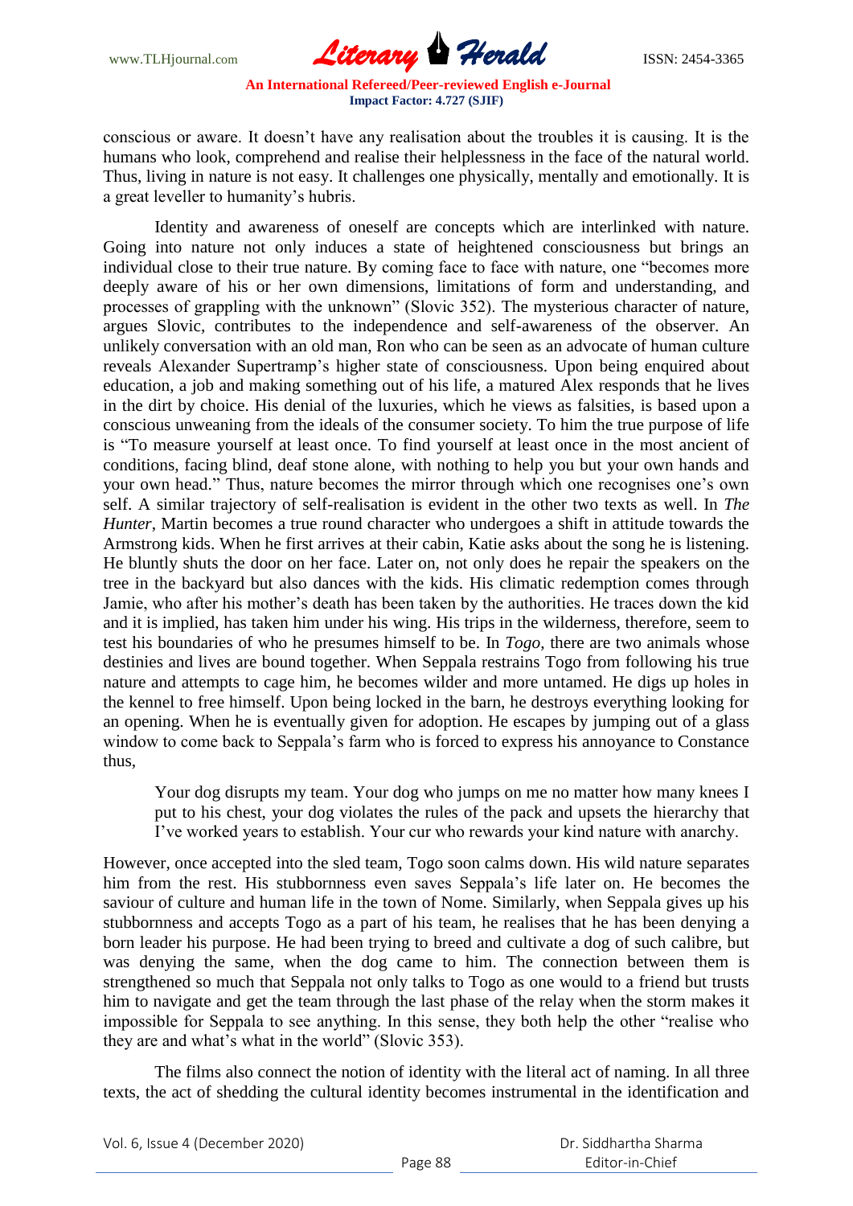conscious or aware. It doesn't have any realisation about the troubles it is causing. It is the humans who look, comprehend and realise their helplessness in the face of the natural world. Thus, living in nature is not easy. It challenges one physically, mentally and emotionally. It is a great leveller to humanity's hubris.

Identity and awareness of oneself are concepts which are interlinked with nature. Going into nature not only induces a state of heightened consciousness but brings an individual close to their true nature. By coming face to face with nature, one "becomes more deeply aware of his or her own dimensions, limitations of form and understanding, and processes of grappling with the unknown" (Slovic 352). The mysterious character of nature, argues Slovic, contributes to the independence and self-awareness of the observer. An unlikely conversation with an old man, Ron who can be seen as an advocate of human culture reveals Alexander Supertramp's higher state of consciousness. Upon being enquired about education, a job and making something out of his life, a matured Alex responds that he lives in the dirt by choice. His denial of the luxuries, which he views as falsities, is based upon a conscious unweaning from the ideals of the consumer society. To him the true purpose of life is "To measure yourself at least once. To find yourself at least once in the most ancient of conditions, facing blind, deaf stone alone, with nothing to help you but your own hands and your own head." Thus, nature becomes the mirror through which one recognises one's own self. A similar trajectory of self-realisation is evident in the other two texts as well. In *The Hunter*, Martin becomes a true round character who undergoes a shift in attitude towards the Armstrong kids. When he first arrives at their cabin, Katie asks about the song he is listening. He bluntly shuts the door on her face. Later on, not only does he repair the speakers on the tree in the backyard but also dances with the kids. His climatic redemption comes through Jamie, who after his mother's death has been taken by the authorities. He traces down the kid and it is implied, has taken him under his wing. His trips in the wilderness, therefore, seem to test his boundaries of who he presumes himself to be. In *Togo*, there are two animals whose destinies and lives are bound together. When Seppala restrains Togo from following his true nature and attempts to cage him, he becomes wilder and more untamed. He digs up holes in the kennel to free himself. Upon being locked in the barn, he destroys everything looking for an opening. When he is eventually given for adoption. He escapes by jumping out of a glass window to come back to Seppala's farm who is forced to express his annoyance to Constance thus,

> Your dog disrupts my team. Your dog who jumps on me no matter how many knees I put to his chest, your dog violates the rules of the pack and upsets the hierarchy that I've worked years to establish. Your cur who rewards your kind nature with anarchy.

However, once accepted into the sled team, Togo soon calms down. His wild nature separates him from the rest. His stubbornness even saves Seppala's life later on. He becomes the saviour of culture and human life in the town of Nome. Similarly, when Seppala gives up his stubbornness and accepts Togo as a part of his team, he realises that he has been denying a born leader his purpose. He had been trying to breed and cultivate a dog of such calibre, but was denying the same, when the dog came to him. The connection between them is strengthened so much that Seppala not only talks to Togo as one would to a friend but trusts him to navigate and get the team through the last phase of the relay when the storm makes it impossible for Seppala to see anything. In this sense, they both help the other "realise who they are and what's what in the world" (Slovic 353).

The films also connect the notion of identity with the literal act of naming. In all three texts, the act of shedding the cultural identity becomes instrumental in the identification and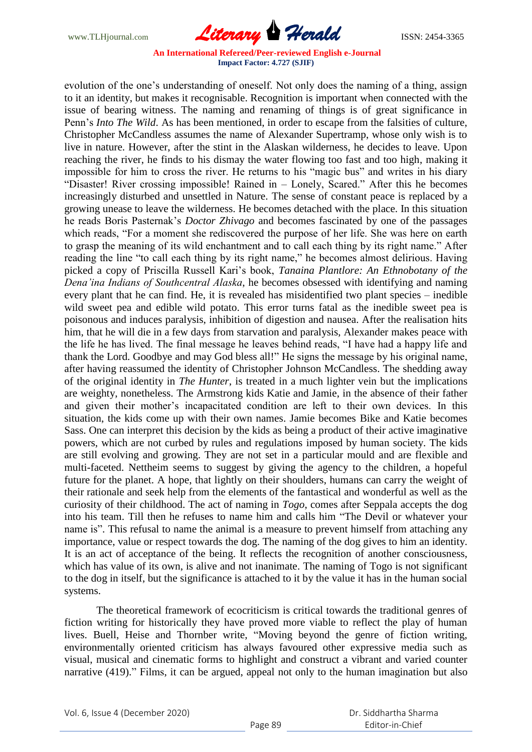evolution of the one's understanding of oneself. Not only does the naming of a thing, assign to it an identity, but makes it recognisable. Recognition is important when connected with the issue of bearing witness. The naming and renaming of things is of great significance in Penn's *Into The Wild*. As has been mentioned, in order to escape from the falsities of culture, Christopher McCandless assumes the name of Alexander Supertramp, whose only wish is to live in nature. However, after the stint in the Alaskan wilderness, he decides to leave. Upon reaching the river, he finds to his dismay the water flowing too fast and too high, making it impossible for him to cross the river. He returns to his "magic bus" and writes in his diary "Disaster! River crossing impossible! Rained in – Lonely, Scared." After this he becomes increasingly disturbed and unsettled in Nature. The sense of constant peace is replaced by a growing unease to leave the wilderness. He becomes detached with the place. In this situation he reads Boris Pasternak's *Doctor Zhivago* and becomes fascinated by one of the passages which reads, "For a moment she rediscovered the purpose of her life. She was here on earth to grasp the meaning of its wild enchantment and to call each thing by its right name." After reading the line "to call each thing by its right name," he becomes almost delirious. Having picked a copy of Priscilla Russell Kari's book, *Tanaina Plantlore: An Ethnobotany of the Dena'ina Indians of Southcentral Alaska*, he becomes obsessed with identifying and naming every plant that he can find. He, it is revealed has misidentified two plant species – inedible wild sweet pea and edible wild potato. This error turns fatal as the inedible sweet pea is poisonous and induces paralysis, inhibition of digestion and nausea. After the realisation hits him, that he will die in a few days from starvation and paralysis, Alexander makes peace with the life he has lived. The final message he leaves behind reads, "I have had a happy life and thank the Lord. Goodbye and may God bless all!" He signs the message by his original name, after having reassumed the identity of Christopher Johnson McCandless. The shedding away of the original identity in *The Hunter*, is treated in a much lighter vein but the implications are weighty, nonetheless. The Armstrong kids Katie and Jamie, in the absence of their father and given their mother's incapacitated condition are left to their own devices. In this situation, the kids come up with their own names. Jamie becomes Bike and Katie becomes Sass. One can interpret this decision by the kids as being a product of their active imaginative powers, which are not curbed by rules and regulations imposed by human society. The kids are still evolving and growing. They are not set in a particular mould and are flexible and multi-faceted. Nettheim seems to suggest by giving the agency to the children, a hopeful future for the planet. A hope, that lightly on their shoulders, humans can carry the weight of their rationale and seek help from the elements of the fantastical and wonderful as well as the curiosity of their childhood. The act of naming in *Togo*, comes after Seppala accepts the dog into his team. Till then he refuses to name him and calls him "The Devil or whatever your name is". This refusal to name the animal is a measure to prevent himself from attaching any importance, value or respect towards the dog. The naming of the dog gives to him an identity. It is an act of acceptance of the being. It reflects the recognition of another consciousness, which has value of its own, is alive and not inanimate. The naming of Togo is not significant to the dog in itself, but the significance is attached to it by the value it has in the human social systems.

The theoretical framework of ecocriticism is critical towards the traditional genres of fiction writing for historically they have proved more viable to reflect the play of human lives. Buell, Heise and Thornber write, "Moving beyond the genre of fiction writing, environmentally oriented criticism has always favoured other expressive media such as visual, musical and cinematic forms to highlight and construct a vibrant and varied counter narrative (419)." Films, it can be argued, appeal not only to the human imagination but also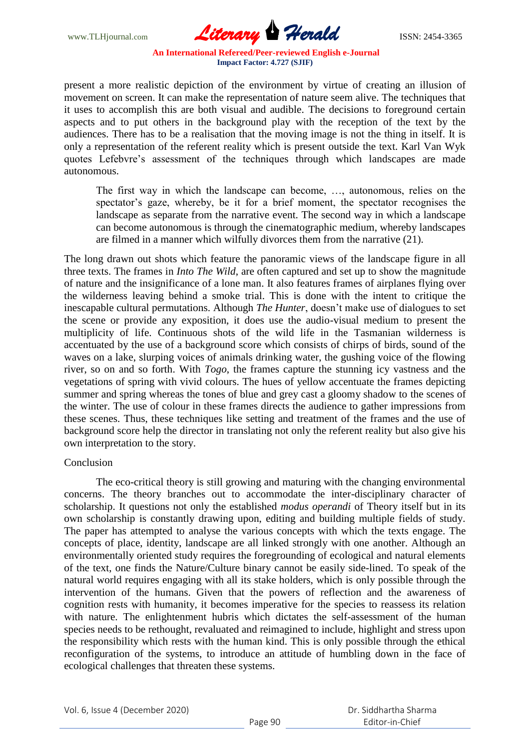present a more realistic depiction of the environment by virtue of creating an illusion of movement on screen. It can make the representation of nature seem alive. The techniques that it uses to accomplish this are both visual and audible. The decisions to foreground certain aspects and to put others in the background play with the reception of the text by the audiences. There has to be a realisation that the moving image is not the thing in itself. It is only a representation of the referent reality which is present outside the text. Karl Van Wyk quotes Lefebvre's assessment of the techniques through which landscapes are made autonomous.

> The first way in which the landscape can become, …, autonomous, relies on the spectator's gaze, whereby, be it for a brief moment, the spectator recognises the landscape as separate from the narrative event. The second way in which a landscape can become autonomous is through the cinematographic medium, whereby landscapes are filmed in a manner which wilfully divorces them from the narrative (21).

The long drawn out shots which feature the panoramic views of the landscape figure in all three texts. The frames in *Into The Wild*, are often captured and set up to show the magnitude of nature and the insignificance of a lone man. It also features frames of airplanes flying over the wilderness leaving behind a smoke trial. This is done with the intent to critique the inescapable cultural permutations. Although *The Hunter*, doesn't make use of dialogues to set the scene or provide any exposition, it does use the audio-visual medium to present the multiplicity of life. Continuous shots of the wild life in the Tasmanian wilderness is accentuated by the use of a background score which consists of chirps of birds, sound of the waves on a lake, slurping voices of animals drinking water, the gushing voice of the flowing river, so on and so forth. With *Togo*, the frames capture the stunning icy vastness and the vegetations of spring with vivid colours. The hues of yellow accentuate the frames depicting summer and spring whereas the tones of blue and grey cast a gloomy shadow to the scenes of the winter. The use of colour in these frames directs the audience to gather impressions from these scenes. Thus, these techniques like setting and treatment of the frames and the use of background score help the director in translating not only the referent reality but also give his own interpretation to the story.

## Conclusion

The eco-critical theory is still growing and maturing with the changing environmental concerns. The theory branches out to accommodate the inter-disciplinary character of scholarship. It questions not only the established *modus operandi* of Theory itself but in its own scholarship is constantly drawing upon, editing and building multiple fields of study. The paper has attempted to analyse the various concepts with which the texts engage. The concepts of place, identity, landscape are all linked strongly with one another. Although an environmentally oriented study requires the foregrounding of ecological and natural elements of the text, one finds the Nature/Culture binary cannot be easily side-lined. To speak of the natural world requires engaging with all its stake holders, which is only possible through the intervention of the humans. Given that the powers of reflection and the awareness of cognition rests with humanity, it becomes imperative for the species to reassess its relation with nature. The enlightenment hubris which dictates the self-assessment of the human species needs to be rethought, revaluated and reimagined to include, highlight and stress upon the responsibility which rests with the human kind. This is only possible through the ethical reconfiguration of the systems, to introduce an attitude of humbling down in the face of ecological challenges that threaten these systems.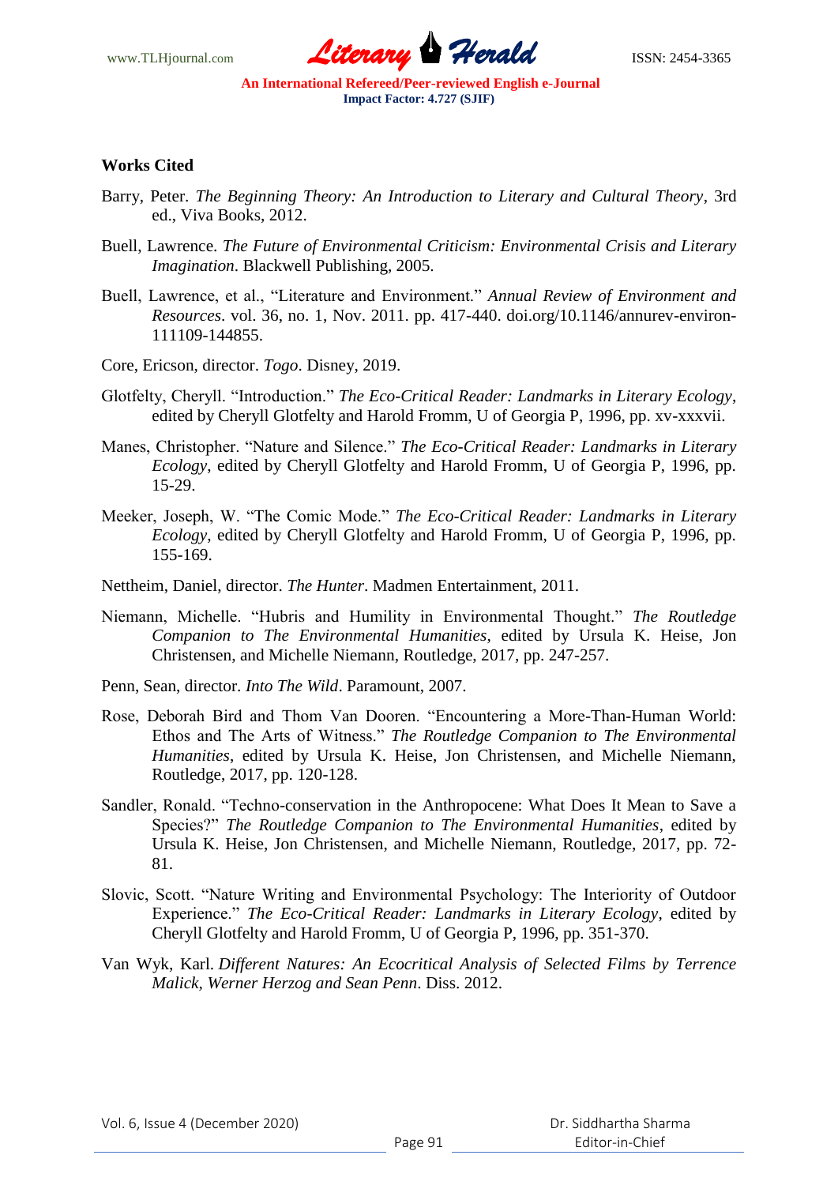**Works Cited**

Barry, Peter. *The Beginning Theory: An Introduction to Literary and Cultural Theory*, 3rd ed., Viva Books, 2012.

Buell, Lawrence. *The Future of Environmental Criticism: Environmental Crisis and Literary Imagination*. Blackwell Publishing, 2005.

Buell, Lawrence, et al., "Literature and Environment." *Annual Review of Environment and Resources*. vol. 36, no. 1, Nov. 2011. pp. 417-440. doi.org/10.1146/annurev-environ-111109-144855.

Core, Ericson, director. *Togo*. Disney, 2019.

Glotfelty, Cheryll. "Introduction." *The Eco-Critical Reader: Landmarks in Literary Ecology*, edited by Cheryll Glotfelty and Harold Fromm, U of Georgia P, 1996, pp. xv-xxxvii.

Manes, Christopher. "Nature and Silence." *The Eco-Critical Reader: Landmarks in Literary Ecology*, edited by Cheryll Glotfelty and Harold Fromm, U of Georgia P, 1996, pp. 15-29.

Meeker, Joseph, W. "The Comic Mode." *The Eco-Critical Reader: Landmarks in Literary Ecology*, edited by Cheryll Glotfelty and Harold Fromm, U of Georgia P, 1996, pp. 155-169.

Nettheim, Daniel, director. *The Hunter*. Madmen Entertainment, 2011.

Niemann, Michelle. "Hubris and Humility in Environmental Thought." *The Routledge Companion to The Environmental Humanities*, edited by Ursula K. Heise, Jon Christensen, and Michelle Niemann, Routledge, 2017, pp. 247-257.

Penn, Sean, director. *Into The Wild*. Paramount, 2007.

Rose, Deborah Bird and Thom Van Dooren. "Encountering a More-Than-Human World: Ethos and The Arts of Witness." *The Routledge Companion to The Environmental Humanities*, edited by Ursula K. Heise, Jon Christensen, and Michelle Niemann, Routledge, 2017, pp. 120-128.

Sandler, Ronald. "Techno-conservation in the Anthropocene: What Does It Mean to Save a Species?" *The Routledge Companion to The Environmental Humanities*, edited by Ursula K. Heise, Jon Christensen, and Michelle Niemann, Routledge, 2017, pp. 72-81.

Slovic, Scott. "Nature Writing and Environmental Psychology: The Interiority of Outdoor Experience." *The Eco-Critical Reader: Landmarks in Literary Ecology*, edited by Cheryll Glotfelty and Harold Fromm, U of Georgia P, 1996, pp. 351-370.

Van Wyk, Karl. *Different Natures: An Ecocritical Analysis of Selected Films by Terrence Malick, Werner Herzog and Sean Penn*. Diss. 2012.